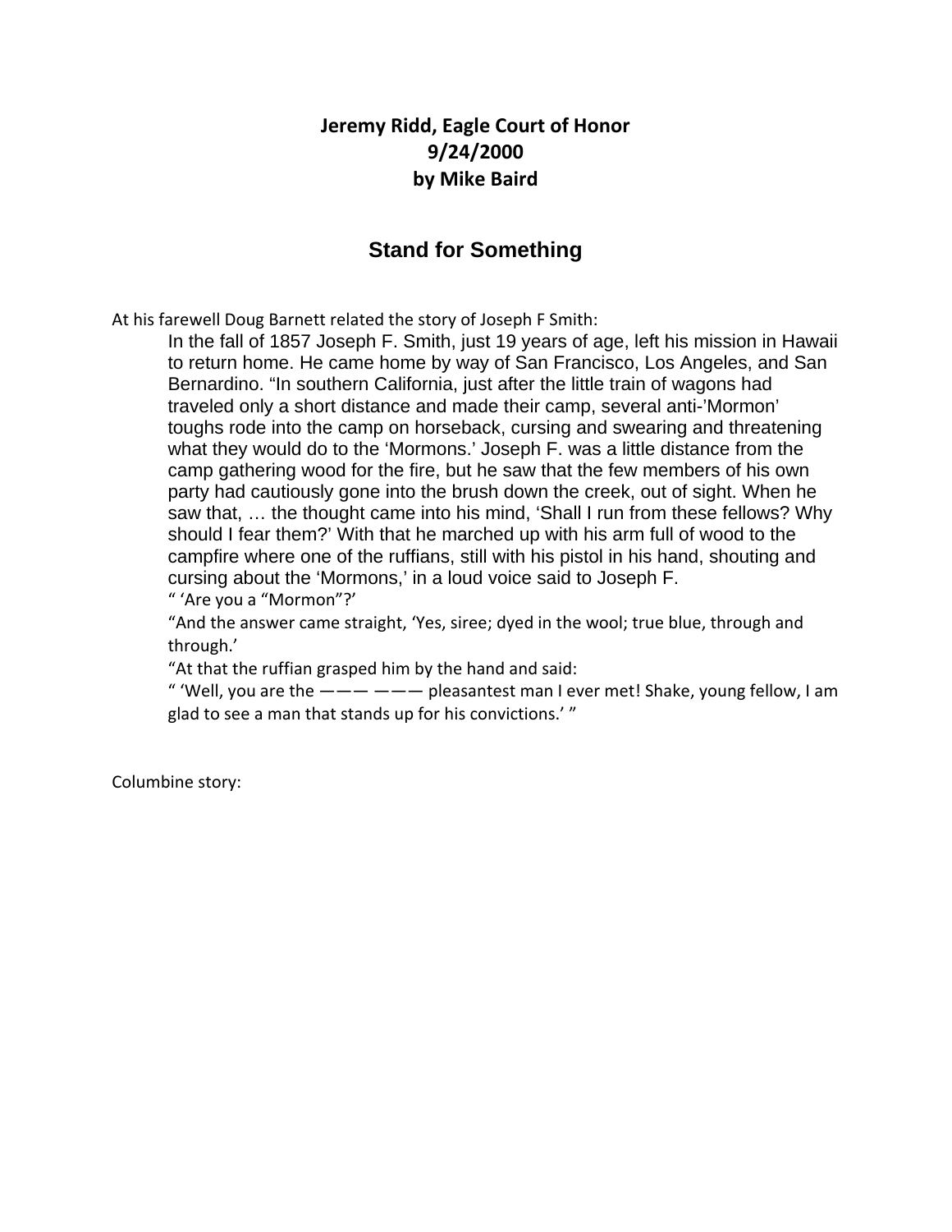**Jeremy Ridd, Eagle Court of Honor**
**9/24/2000**
**by Mike Baird**

## Stand for Something

At his farewell Doug Barnett related the story of Joseph F Smith:

> In the fall of 1857 Joseph F. Smith, just 19 years of age, left his mission in Hawaii to return home. He came home by way of San Francisco, Los Angeles, and San Bernardino. "In southern California, just after the little train of wagons had traveled only a short distance and made their camp, several anti-'Mormon' toughs rode into the camp on horseback, cursing and swearing and threatening what they would do to the 'Mormons.' Joseph F. was a little distance from the camp gathering wood for the fire, but he saw that the few members of his own party had cautiously gone into the brush down the creek, out of sight. When he saw that, … the thought came into his mind, 'Shall I run from these fellows? Why should I fear them?' With that he marched up with his arm full of wood to the campfire where one of the ruffians, still with his pistol in his hand, shouting and cursing about the 'Mormons,' in a loud voice said to Joseph F.
>
> " 'Are you a "Mormon"?'
>
> "And the answer came straight, 'Yes, siree; dyed in the wool; true blue, through and through.'
>
> "At that the ruffian grasped him by the hand and said:
>
> " 'Well, you are the ——— ——— pleasantest man I ever met! Shake, young fellow, I am glad to see a man that stands up for his convictions.' "

Columbine story: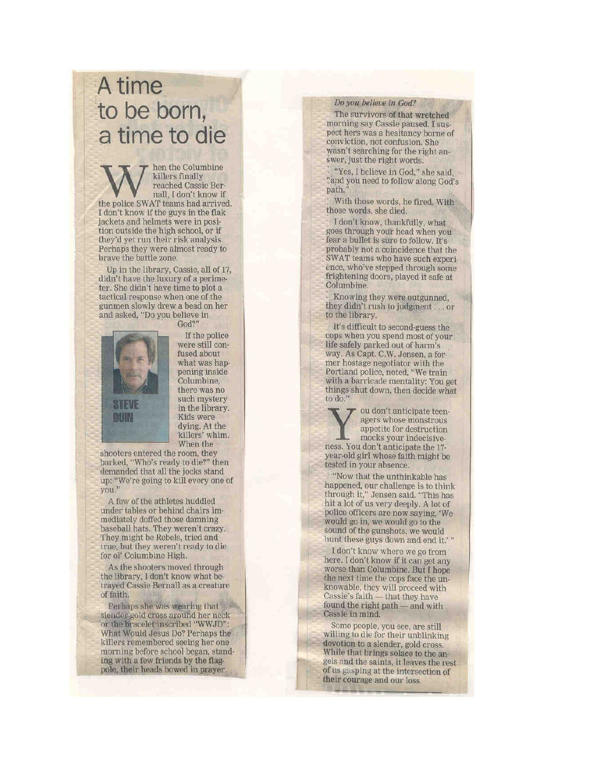# A time to be born, a time to die

When the Columbine killers finally reached Cassie Bernall, I don't know if the police SWAT teams had arrived. I don't know if the guys in the flak jackets and helmets were in position outside the high school, or if they'd yet run their risk analysis. Perhaps they were almost ready to brave the battle zone.

Up in the library, Cassie, all of 17, didn't have the luxury of a perimeter. She didn't have time to plot a tactical response when one of the gunmen slowly drew a bead on her and asked, "Do you believe in God?"

STEVE DUIN

If the police were still confused about what was happening inside Columbine, there was no such mystery in the library. Kids were dying. At the killers' whim. When the shooters entered the room, they barked, "Who's ready to die?" then demanded that all the jocks stand up: "We're going to kill every one of you."

A few of the athletes huddled under tables or behind chairs immediately doffed those damning baseball hats. They weren't crazy. They might be Rebels, tried and true, but they weren't ready to die for ol' Columbine High.

As the shooters moved through the library, I don't know what betrayed Cassie Bernall as a creature of faith.

Perhaps she was wearing that slender gold cross around her neck or the bracelet inscribed "WWJD": What Would Jesus Do? Perhaps the killers remembered seeing her one morning before school began, standing with a few friends by the flagpole, their heads bowed in prayer.

*Do you believe in God?*

The survivors of that wretched morning say Cassie paused. I suspect hers was a hesitancy borne of conviction, not confusion. She wasn't searching for the right answer, just the right words.

"Yes, I believe in God," she said, "and you need to follow along God's path."

With those words, he fired. With those words, she died.

I don't know, thankfully, what goes through your head when you fear a bullet is sure to follow. It's probably not a coincidence that the SWAT teams who have such experience, who've stepped through some frightening doors, played it safe at Columbine.

Knowing they were outgunned, they didn't rush to judgment . . . or to the library.

It's difficult to second-guess the cops when you spend most of your life safely parked out of harm's way. As Capt. C.W. Jensen, a former hostage negotiator with the Portland police, noted, "We train with a barricade mentality: You get things shut down, then decide what to do."

You don't anticipate teenagers whose monstrous appetite for destruction mocks your indecisiveness. You don't anticipate the 17-year-old girl whose faith might be tested in your absence.

"Now that the unthinkable has happened, our challenge is to think through it," Jensen said. "This has hit a lot of us very deeply. A lot of police officers are now saying, 'We would go in, we would go to the sound of the gunshots, we would hunt these guys down and end it.'"

I don't know where we go from here. I don't know if it can get any worse than Columbine. But I hope the next time the cops face the unknowable, they will proceed with Cassie's faith — that they have found the right path — and with Cassie in mind.

Some people, you see, are still willing to die for their unblinking devotion to a slender, gold cross. While that brings solace to the angels and the saints, it leaves the rest of us gasping at the intersection of their courage and our loss.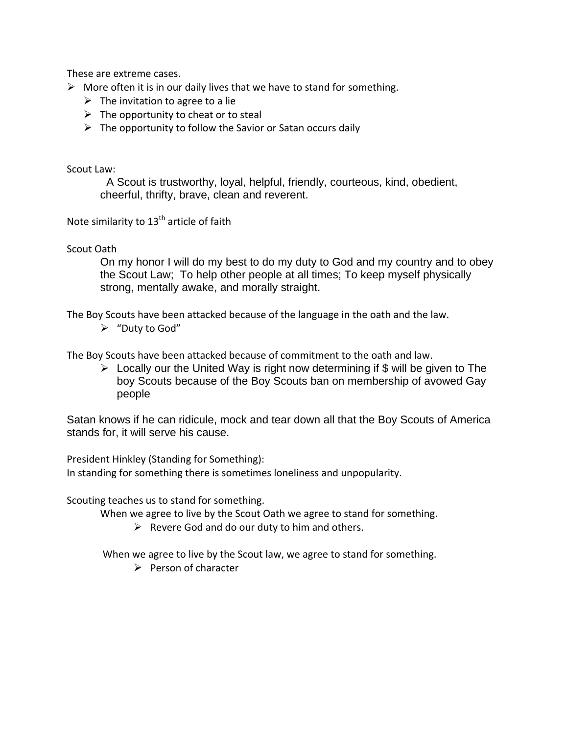These are extreme cases.

- More often it is in our daily lives that we have to stand for something.
  - The invitation to agree to a lie
  - The opportunity to cheat or to steal
  - The opportunity to follow the Savior or Satan occurs daily

Scout Law:

> A Scout is trustworthy, loyal, helpful, friendly, courteous, kind, obedient, cheerful, thrifty, brave, clean and reverent.

Note similarity to 13th article of faith

Scout Oath

> On my honor I will do my best to do my duty to God and my country and to obey the Scout Law; To help other people at all times; To keep myself physically strong, mentally awake, and morally straight.

The Boy Scouts have been attacked because of the language in the oath and the law.

- "Duty to God"

The Boy Scouts have been attacked because of commitment to the oath and law.

- Locally our the United Way is right now determining if $ will be given to The boy Scouts because of the Boy Scouts ban on membership of avowed Gay people

Satan knows if he can ridicule, mock and tear down all that the Boy Scouts of America stands for, it will serve his cause.

President Hinkley (Standing for Something):
In standing for something there is sometimes loneliness and unpopularity.

Scouting teaches us to stand for something.

When we agree to live by the Scout Oath we agree to stand for something.

- Revere God and do our duty to him and others.

When we agree to live by the Scout law, we agree to stand for something.

- Person of character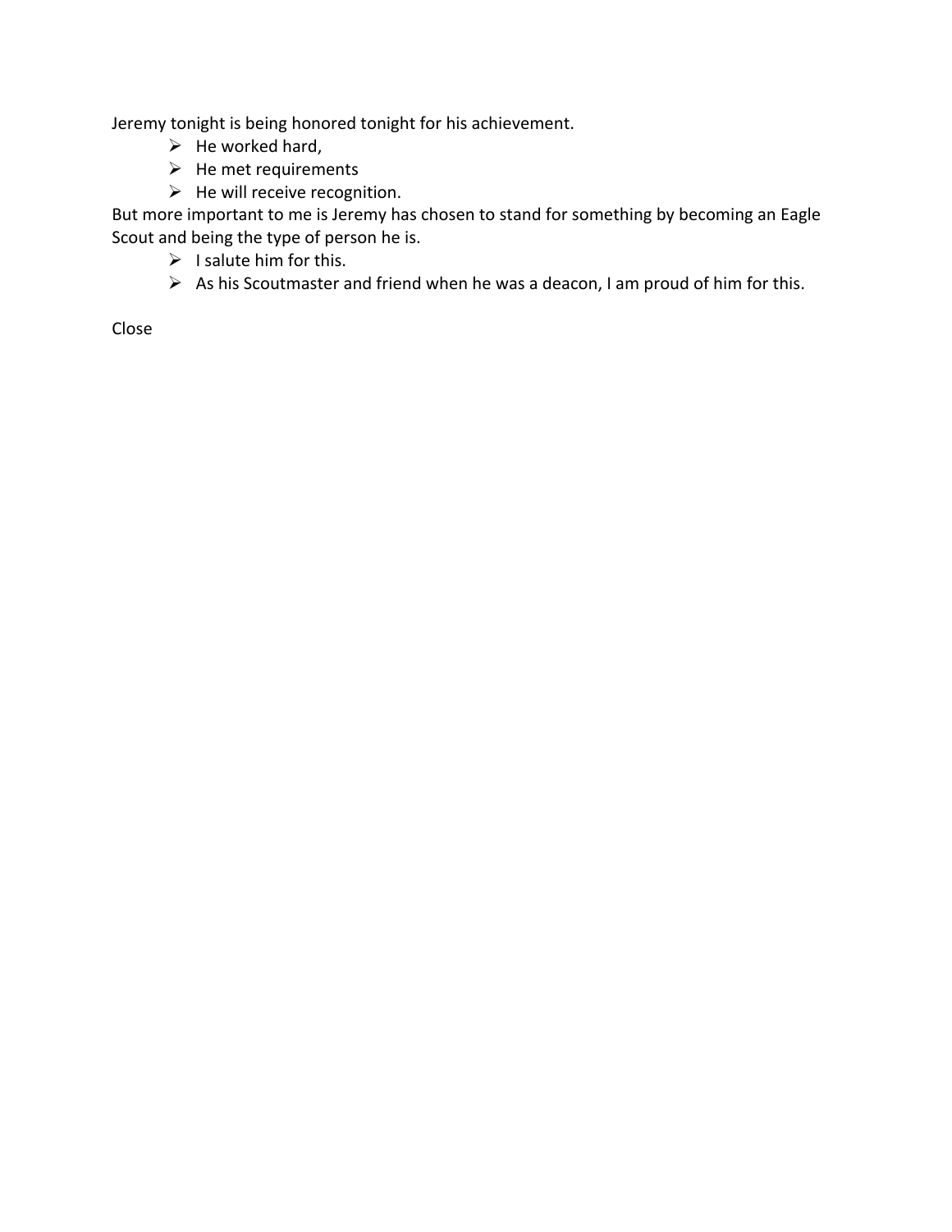Jeremy tonight is being honored tonight for his achievement.

- He worked hard,
- He met requirements
- He will receive recognition.

But more important to me is Jeremy has chosen to stand for something by becoming an Eagle Scout and being the type of person he is.

- I salute him for this.
- As his Scoutmaster and friend when he was a deacon, I am proud of him for this.

Close